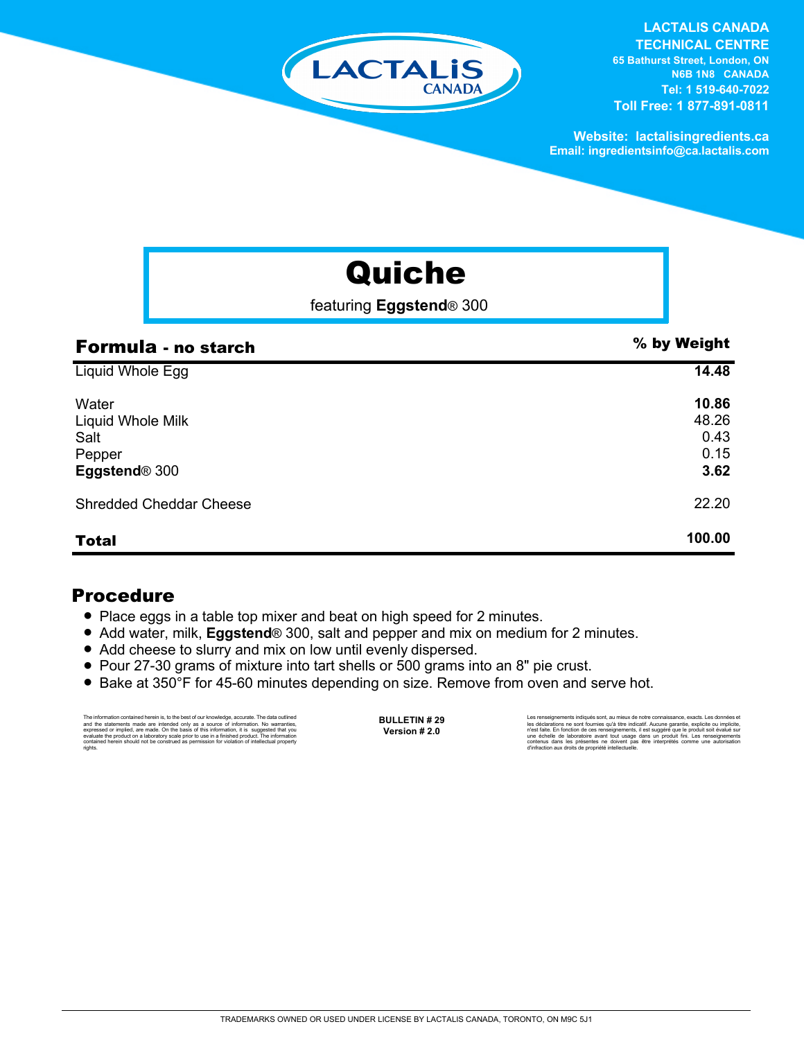**LACTALIS CANADA TECHNICAL CENTRE**
65 Bathurst Street, London, ON
N6B 1N8 CANADA
Tel: 1 519-640-7022
Toll Free: 1 877-891-0811

Website: lactalisingredients.ca
Email: ingredientsinfo@ca.lactalis.com

# Quiche

featuring **Eggstend**® 300

| **Formula - no starch** | **% by Weight** |
|---|---|
| Liquid Whole Egg | **14.48** |
| Water | **10.86** |
| Liquid Whole Milk | 48.26 |
| Salt | 0.43 |
| Pepper | 0.15 |
| **Eggstend**® 300 | **3.62** |
| Shredded Cheddar Cheese | 22.20 |
| **Total** | **100.00** |

## Procedure

- Place eggs in a table top mixer and beat on high speed for 2 minutes.
- Add water, milk, **Eggstend**® 300, salt and pepper and mix on medium for 2 minutes.
- Add cheese to slurry and mix on low until evenly dispersed.
- Pour 27-30 grams of mixture into tart shells or 500 grams into an 8" pie crust.
- Bake at 350°F for 45-60 minutes depending on size. Remove from oven and serve hot.

The information contained herein is, to the best of our knowledge, accurate. The data outlined and the statements made are intended only as a source of information. No warranties, expressed or implied, are made. On the basis of this information, it is suggested that you evaluate the product on a laboratory scale prior to use in a finished product. The information contained herein should not be construed as permission for violation of intellectual property rights.

**BULLETIN # 29**
**Version # 2.0**

Les renseignements indiqués sont, au mieux de notre connaissance, exacts. Les données et les déclarations ne sont fournies qu'à titre indicatif. Aucune garantie, explicite ou implicite, n'est faite. En fonction de ces renseignements, il est suggéré que le produit soit évalué sur une échelle de laboratoire avant tout usage dans un produit fini. Les renseignements contenus dans les présentes ne doivent pas être interprétés comme une autorisation d'infraction aux droits de propriété intellectuelle.

TRADEMARKS OWNED OR USED UNDER LICENSE BY LACTALIS CANADA, TORONTO, ON M9C 5J1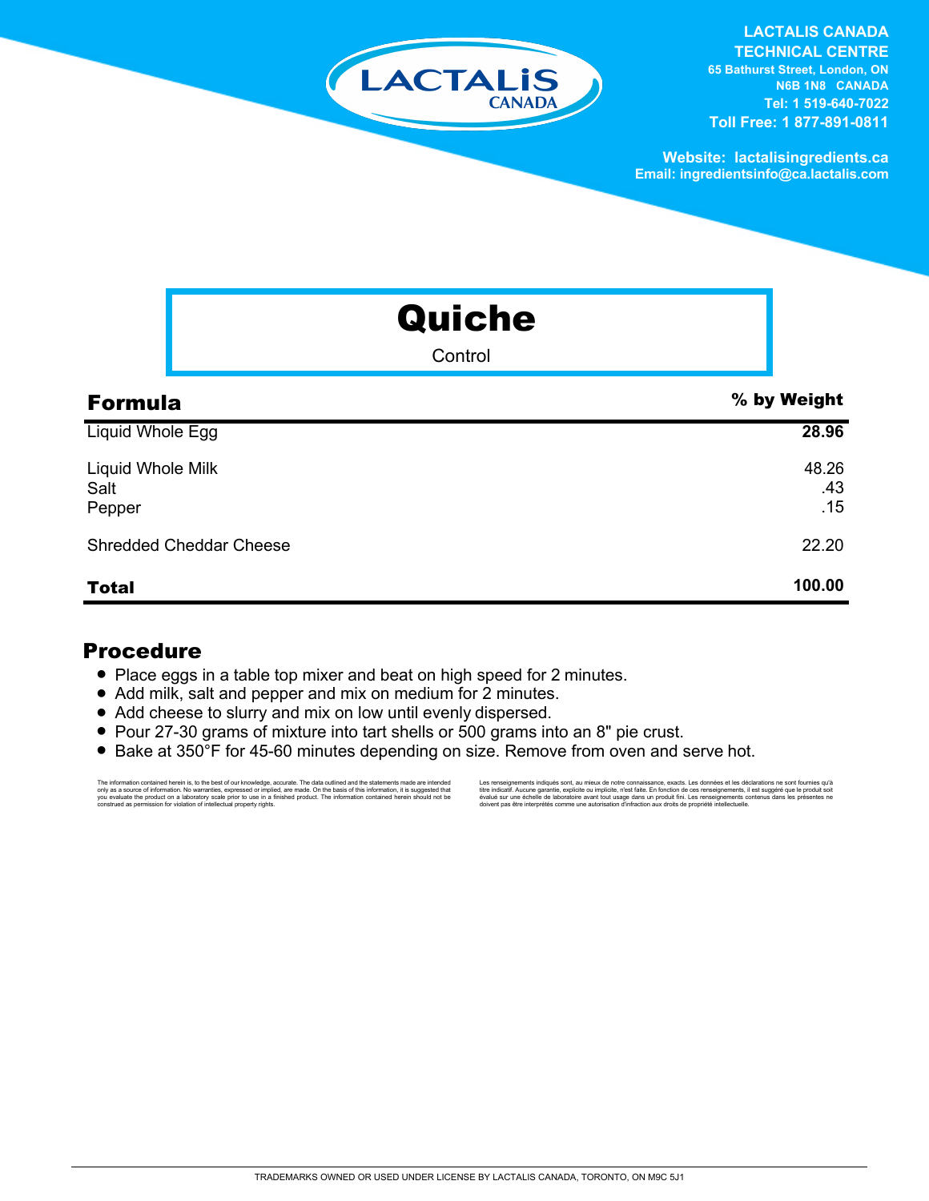LACTALIS CANADA
TECHNICAL CENTRE
65 Bathurst Street, London, ON
N6B 1N8 CANADA
Tel: 1 519-640-7022
Toll Free: 1 877-891-0811

Website: lactalisingredients.ca
Email: ingredientsinfo@ca.lactalis.com

# Quiche

Control

| Formula | % by Weight |
|---|---|
| Liquid Whole Egg | **28.96** |
| Liquid Whole Milk | 48.26 |
| Salt | .43 |
| Pepper | .15 |
| Shredded Cheddar Cheese | 22.20 |
| **Total** | **100.00** |

## Procedure

- Place eggs in a table top mixer and beat on high speed for 2 minutes.
- Add milk, salt and pepper and mix on medium for 2 minutes.
- Add cheese to slurry and mix on low until evenly dispersed.
- Pour 27-30 grams of mixture into tart shells or 500 grams into an 8" pie crust.
- Bake at 350°F for 45-60 minutes depending on size. Remove from oven and serve hot.

The information contained herein is, to the best of our knowledge, accurate. The data outlined and the statements made are intended only as a source of information. No warranties, expressed or implied, are made. On the basis of this information, it is suggested that you evaluate the product on a laboratory scale prior to use in a finished product. The information contained herein should not be construed as permission for violation of intellectual property rights.

Les renseignements indiqués sont, au mieux de notre connaissance, exacts. Les données et les déclarations ne sont fournies qu'à titre indicatif. Aucune garantie, explicite ou implicite, n'est faite. En fonction de ces renseignements, il est suggéré que le produit soit évalué sur une échelle de laboratoire avant tout usage dans un produit fini. Les renseignements contenus dans les présentes ne doivent pas être interprétés comme une autorisation d'infraction aux droits de propriété intellectuelle.

TRADEMARKS OWNED OR USED UNDER LICENSE BY LACTALIS CANADA, TORONTO, ON M9C 5J1